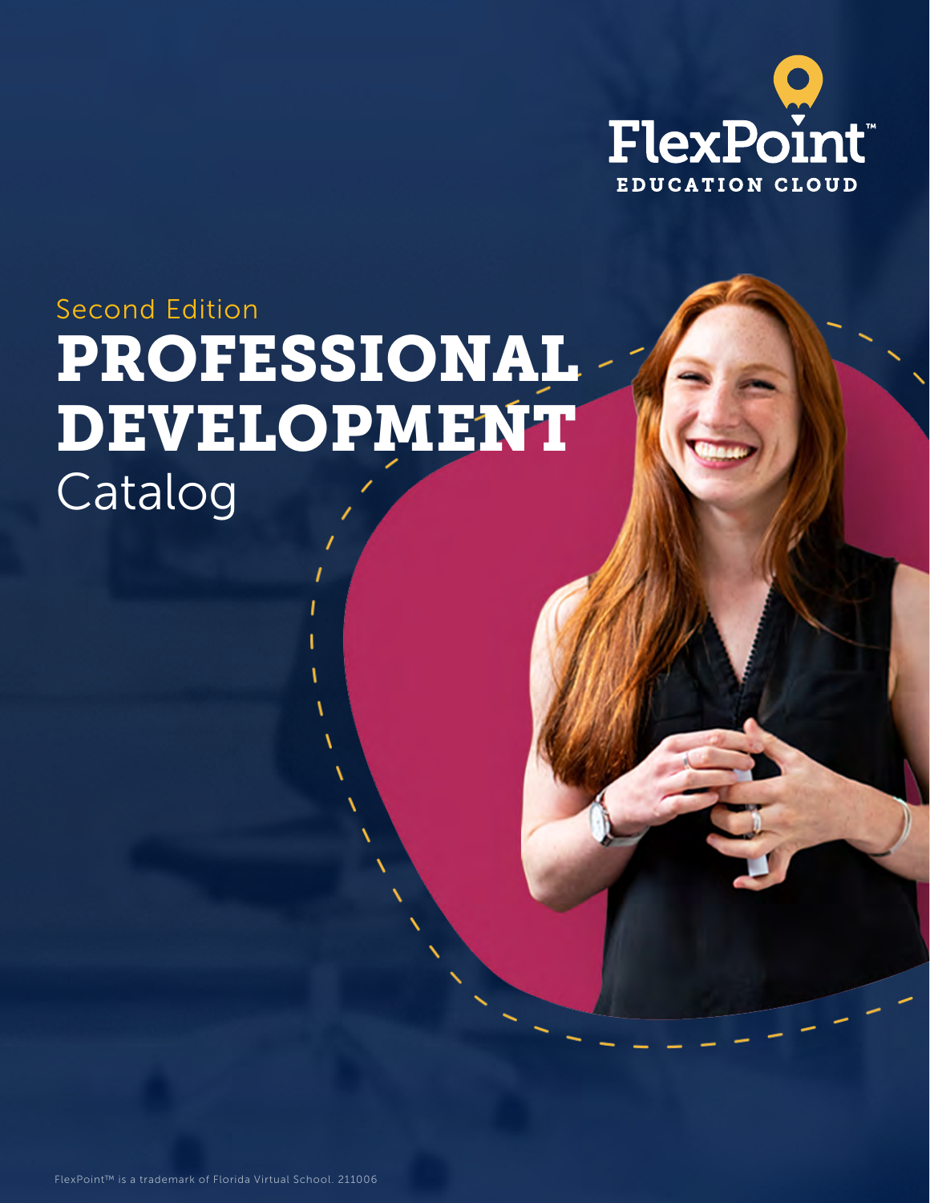FlexPoint™

EDUCATION CLOUD

Second Edition

# PROFESSIONAL DEVELOPMENT Catalog

FlexPoint™ is a trademark of Florida Virtual School. 211006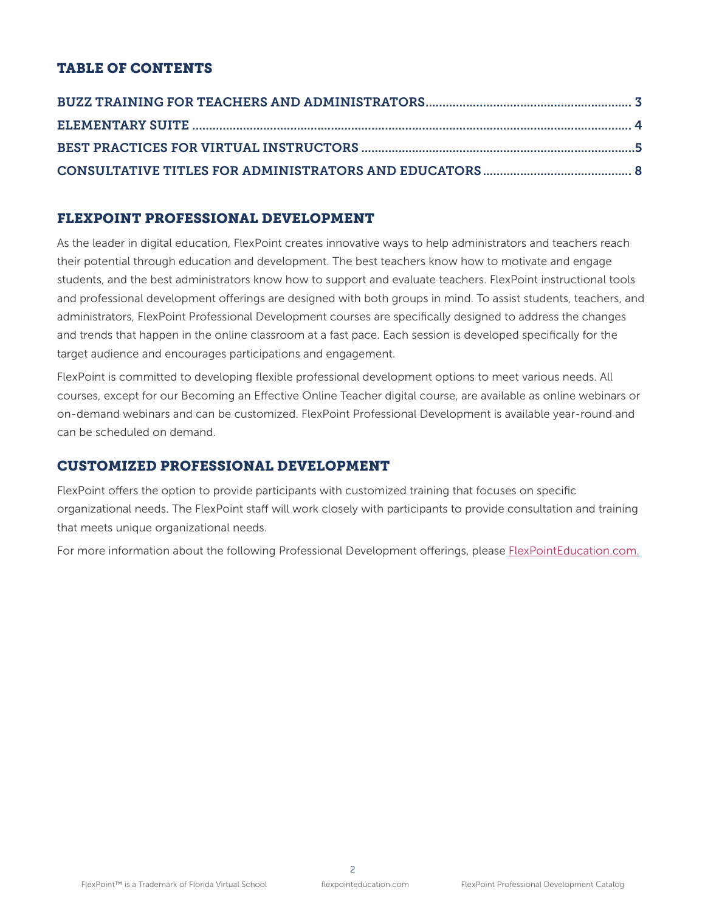## TABLE OF CONTENTS

- BUZZ TRAINING FOR TEACHERS AND ADMINISTRATORS .......... 3
- ELEMENTARY SUITE .......... 4
- BEST PRACTICES FOR VIRTUAL INSTRUCTORS .......... 5
- CONSULTATIVE TITLES FOR ADMINISTRATORS AND EDUCATORS .......... 8

## FLEXPOINT PROFESSIONAL DEVELOPMENT

As the leader in digital education, FlexPoint creates innovative ways to help administrators and teachers reach their potential through education and development. The best teachers know how to motivate and engage students, and the best administrators know how to support and evaluate teachers. FlexPoint instructional tools and professional development offerings are designed with both groups in mind. To assist students, teachers, and administrators, FlexPoint Professional Development courses are specifically designed to address the changes and trends that happen in the online classroom at a fast pace. Each session is developed specifically for the target audience and encourages participations and engagement.

FlexPoint is committed to developing flexible professional development options to meet various needs. All courses, except for our Becoming an Effective Online Teacher digital course, are available as online webinars or on-demand webinars and can be customized. FlexPoint Professional Development is available year-round and can be scheduled on demand.

## CUSTOMIZED PROFESSIONAL DEVELOPMENT

FlexPoint offers the option to provide participants with customized training that focuses on specific organizational needs. The FlexPoint staff will work closely with participants to provide consultation and training that meets unique organizational needs.

For more information about the following Professional Development offerings, please FlexPointEducation.com.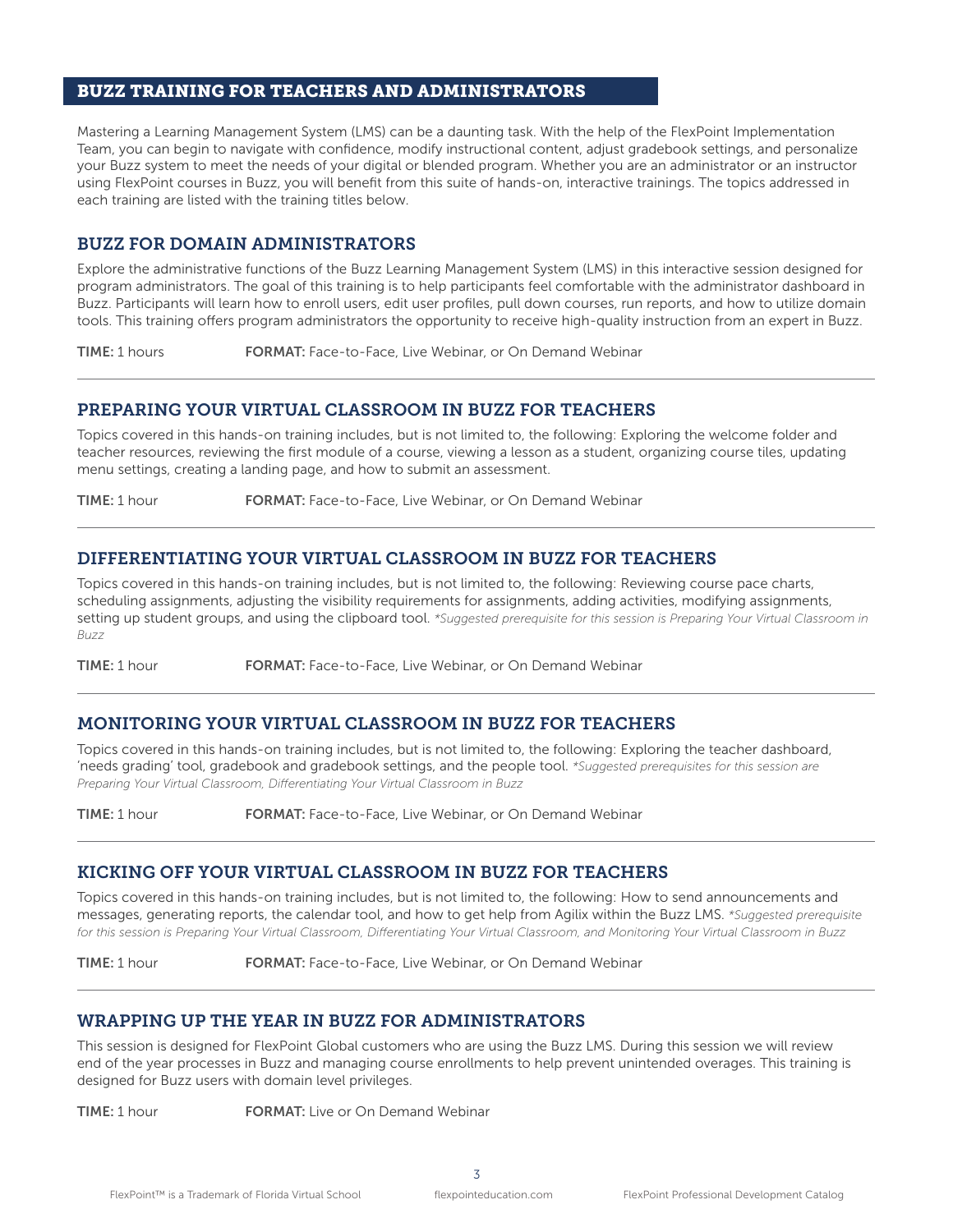## BUZZ TRAINING FOR TEACHERS AND ADMINISTRATORS

Mastering a Learning Management System (LMS) can be a daunting task. With the help of the FlexPoint Implementation Team, you can begin to navigate with confidence, modify instructional content, adjust gradebook settings, and personalize your Buzz system to meet the needs of your digital or blended program. Whether you are an administrator or an instructor using FlexPoint courses in Buzz, you will benefit from this suite of hands-on, interactive trainings. The topics addressed in each training are listed with the training titles below.

### BUZZ FOR DOMAIN ADMINISTRATORS

Explore the administrative functions of the Buzz Learning Management System (LMS) in this interactive session designed for program administrators. The goal of this training is to help participants feel comfortable with the administrator dashboard in Buzz. Participants will learn how to enroll users, edit user profiles, pull down courses, run reports, and how to utilize domain tools. This training offers program administrators the opportunity to receive high-quality instruction from an expert in Buzz.

**TIME:** 1 hours **FORMAT:** Face-to-Face, Live Webinar, or On Demand Webinar

---

### PREPARING YOUR VIRTUAL CLASSROOM IN BUZZ FOR TEACHERS

Topics covered in this hands-on training includes, but is not limited to, the following: Exploring the welcome folder and teacher resources, reviewing the first module of a course, viewing a lesson as a student, organizing course tiles, updating menu settings, creating a landing page, and how to submit an assessment.

**TIME:** 1 hour **FORMAT:** Face-to-Face, Live Webinar, or On Demand Webinar

---

### DIFFERENTIATING YOUR VIRTUAL CLASSROOM IN BUZZ FOR TEACHERS

Topics covered in this hands-on training includes, but is not limited to, the following: Reviewing course pace charts, scheduling assignments, adjusting the visibility requirements for assignments, adding activities, modifying assignments, setting up student groups, and using the clipboard tool. *\*Suggested prerequisite for this session is Preparing Your Virtual Classroom in Buzz*

**TIME:** 1 hour **FORMAT:** Face-to-Face, Live Webinar, or On Demand Webinar

---

### MONITORING YOUR VIRTUAL CLASSROOM IN BUZZ FOR TEACHERS

Topics covered in this hands-on training includes, but is not limited to, the following: Exploring the teacher dashboard, 'needs grading' tool, gradebook and gradebook settings, and the people tool. *\*Suggested prerequisites for this session are Preparing Your Virtual Classroom, Differentiating Your Virtual Classroom in Buzz*

**TIME:** 1 hour **FORMAT:** Face-to-Face, Live Webinar, or On Demand Webinar

---

### KICKING OFF YOUR VIRTUAL CLASSROOM IN BUZZ FOR TEACHERS

Topics covered in this hands-on training includes, but is not limited to, the following: How to send announcements and messages, generating reports, the calendar tool, and how to get help from Agilix within the Buzz LMS. *\*Suggested prerequisite for this session is Preparing Your Virtual Classroom, Differentiating Your Virtual Classroom, and Monitoring Your Virtual Classroom in Buzz*

**TIME:** 1 hour **FORMAT:** Face-to-Face, Live Webinar, or On Demand Webinar

---

### WRAPPING UP THE YEAR IN BUZZ FOR ADMINISTRATORS

This session is designed for FlexPoint Global customers who are using the Buzz LMS. During this session we will review end of the year processes in Buzz and managing course enrollments to help prevent unintended overages. This training is designed for Buzz users with domain level privileges.

**TIME:** 1 hour **FORMAT:** Live or On Demand Webinar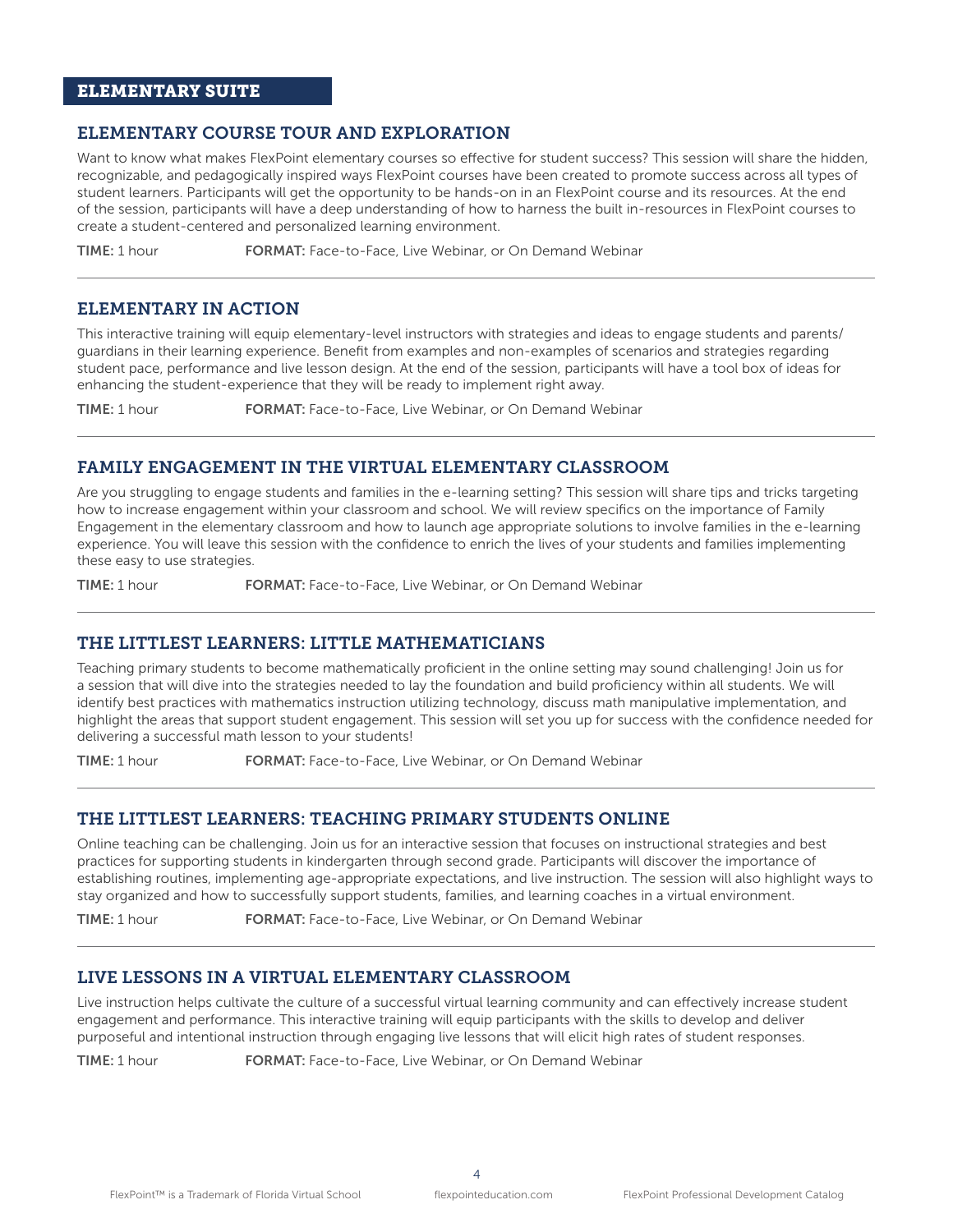## ELEMENTARY SUITE

### ELEMENTARY COURSE TOUR AND EXPLORATION

Want to know what makes FlexPoint elementary courses so effective for student success? This session will share the hidden, recognizable, and pedagogically inspired ways FlexPoint courses have been created to promote success across all types of student learners. Participants will get the opportunity to be hands-on in an FlexPoint course and its resources. At the end of the session, participants will have a deep understanding of how to harness the built in-resources in FlexPoint courses to create a student-centered and personalized learning environment.

**TIME:** 1 hour **FORMAT:** Face-to-Face, Live Webinar, or On Demand Webinar

---

### ELEMENTARY IN ACTION

This interactive training will equip elementary-level instructors with strategies and ideas to engage students and parents/guardians in their learning experience. Benefit from examples and non-examples of scenarios and strategies regarding student pace, performance and live lesson design. At the end of the session, participants will have a tool box of ideas for enhancing the student-experience that they will be ready to implement right away.

**TIME:** 1 hour **FORMAT:** Face-to-Face, Live Webinar, or On Demand Webinar

---

### FAMILY ENGAGEMENT IN THE VIRTUAL ELEMENTARY CLASSROOM

Are you struggling to engage students and families in the e-learning setting? This session will share tips and tricks targeting how to increase engagement within your classroom and school. We will review specifics on the importance of Family Engagement in the elementary classroom and how to launch age appropriate solutions to involve families in the e-learning experience. You will leave this session with the confidence to enrich the lives of your students and families implementing these easy to use strategies.

**TIME:** 1 hour **FORMAT:** Face-to-Face, Live Webinar, or On Demand Webinar

---

### THE LITTLEST LEARNERS: LITTLE MATHEMATICIANS

Teaching primary students to become mathematically proficient in the online setting may sound challenging! Join us for a session that will dive into the strategies needed to lay the foundation and build proficiency within all students. We will identify best practices with mathematics instruction utilizing technology, discuss math manipulative implementation, and highlight the areas that support student engagement. This session will set you up for success with the confidence needed for delivering a successful math lesson to your students!

**TIME:** 1 hour **FORMAT:** Face-to-Face, Live Webinar, or On Demand Webinar

---

### THE LITTLEST LEARNERS: TEACHING PRIMARY STUDENTS ONLINE

Online teaching can be challenging. Join us for an interactive session that focuses on instructional strategies and best practices for supporting students in kindergarten through second grade. Participants will discover the importance of establishing routines, implementing age-appropriate expectations, and live instruction. The session will also highlight ways to stay organized and how to successfully support students, families, and learning coaches in a virtual environment.

**TIME:** 1 hour **FORMAT:** Face-to-Face, Live Webinar, or On Demand Webinar

---

### LIVE LESSONS IN A VIRTUAL ELEMENTARY CLASSROOM

Live instruction helps cultivate the culture of a successful virtual learning community and can effectively increase student engagement and performance. This interactive training will equip participants with the skills to develop and deliver purposeful and intentional instruction through engaging live lessons that will elicit high rates of student responses.

**TIME:** 1 hour **FORMAT:** Face-to-Face, Live Webinar, or On Demand Webinar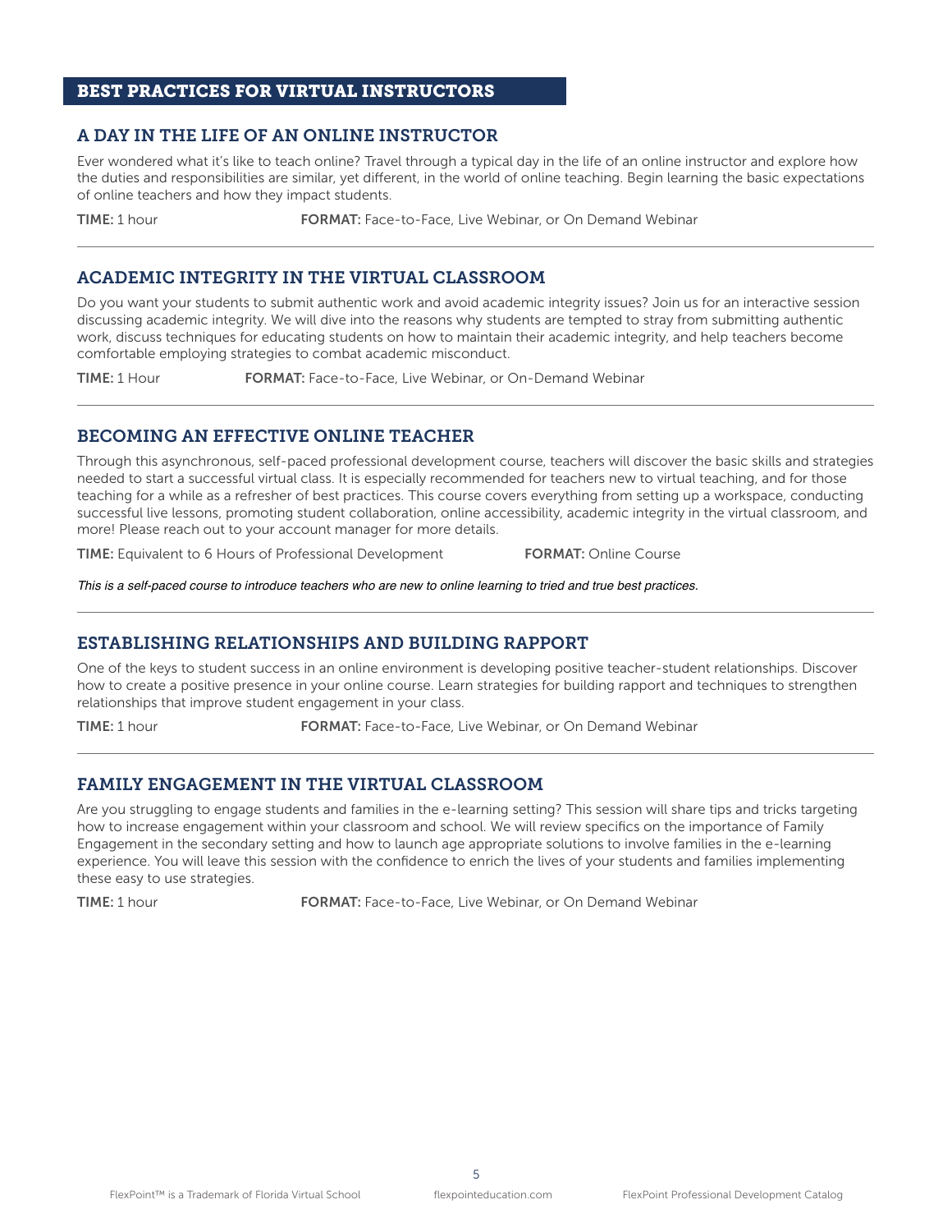## BEST PRACTICES FOR VIRTUAL INSTRUCTORS

### A DAY IN THE LIFE OF AN ONLINE INSTRUCTOR

Ever wondered what it's like to teach online? Travel through a typical day in the life of an online instructor and explore how the duties and responsibilities are similar, yet different, in the world of online teaching. Begin learning the basic expectations of online teachers and how they impact students.

**TIME:** 1 hour **FORMAT:** Face-to-Face, Live Webinar, or On Demand Webinar

---

### ACADEMIC INTEGRITY IN THE VIRTUAL CLASSROOM

Do you want your students to submit authentic work and avoid academic integrity issues? Join us for an interactive session discussing academic integrity. We will dive into the reasons why students are tempted to stray from submitting authentic work, discuss techniques for educating students on how to maintain their academic integrity, and help teachers become comfortable employing strategies to combat academic misconduct.

**TIME:** 1 Hour **FORMAT:** Face-to-Face, Live Webinar, or On-Demand Webinar

---

### BECOMING AN EFFECTIVE ONLINE TEACHER

Through this asynchronous, self-paced professional development course, teachers will discover the basic skills and strategies needed to start a successful virtual class. It is especially recommended for teachers new to virtual teaching, and for those teaching for a while as a refresher of best practices. This course covers everything from setting up a workspace, conducting successful live lessons, promoting student collaboration, online accessibility, academic integrity in the virtual classroom, and more! Please reach out to your account manager for more details.

**TIME:** Equivalent to 6 Hours of Professional Development **FORMAT:** Online Course

*This is a self-paced course to introduce teachers who are new to online learning to tried and true best practices.*

---

### ESTABLISHING RELATIONSHIPS AND BUILDING RAPPORT

One of the keys to student success in an online environment is developing positive teacher-student relationships. Discover how to create a positive presence in your online course. Learn strategies for building rapport and techniques to strengthen relationships that improve student engagement in your class.

**TIME:** 1 hour **FORMAT:** Face-to-Face, Live Webinar, or On Demand Webinar

---

### FAMILY ENGAGEMENT IN THE VIRTUAL CLASSROOM

Are you struggling to engage students and families in the e-learning setting? This session will share tips and tricks targeting how to increase engagement within your classroom and school. We will review specifics on the importance of Family Engagement in the secondary setting and how to launch age appropriate solutions to involve families in the e-learning experience. You will leave this session with the confidence to enrich the lives of your students and families implementing these easy to use strategies.

**TIME:** 1 hour **FORMAT:** Face-to-Face, Live Webinar, or On Demand Webinar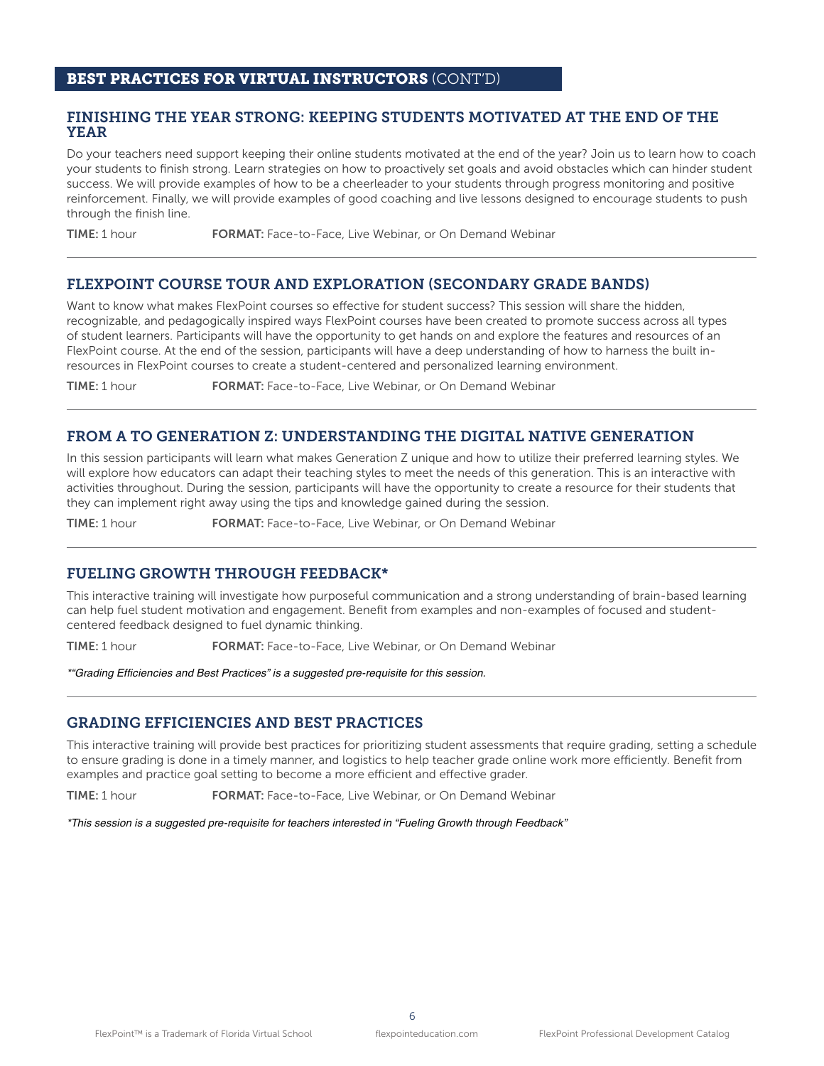## BEST PRACTICES FOR VIRTUAL INSTRUCTORS (CONT'D)

### FINISHING THE YEAR STRONG: KEEPING STUDENTS MOTIVATED AT THE END OF THE YEAR

Do your teachers need support keeping their online students motivated at the end of the year? Join us to learn how to coach your students to finish strong. Learn strategies on how to proactively set goals and avoid obstacles which can hinder student success. We will provide examples of how to be a cheerleader to your students through progress monitoring and positive reinforcement. Finally, we will provide examples of good coaching and live lessons designed to encourage students to push through the finish line.

**TIME:** 1 hour **FORMAT:** Face-to-Face, Live Webinar, or On Demand Webinar

---

### FLEXPOINT COURSE TOUR AND EXPLORATION (SECONDARY GRADE BANDS)

Want to know what makes FlexPoint courses so effective for student success? This session will share the hidden, recognizable, and pedagogically inspired ways FlexPoint courses have been created to promote success across all types of student learners. Participants will have the opportunity to get hands on and explore the features and resources of an FlexPoint course. At the end of the session, participants will have a deep understanding of how to harness the built in-resources in FlexPoint courses to create a student-centered and personalized learning environment.

**TIME:** 1 hour **FORMAT:** Face-to-Face, Live Webinar, or On Demand Webinar

---

### FROM A TO GENERATION Z: UNDERSTANDING THE DIGITAL NATIVE GENERATION

In this session participants will learn what makes Generation Z unique and how to utilize their preferred learning styles. We will explore how educators can adapt their teaching styles to meet the needs of this generation. This is an interactive with activities throughout. During the session, participants will have the opportunity to create a resource for their students that they can implement right away using the tips and knowledge gained during the session.

**TIME:** 1 hour **FORMAT:** Face-to-Face, Live Webinar, or On Demand Webinar

---

### FUELING GROWTH THROUGH FEEDBACK*

This interactive training will investigate how purposeful communication and a strong understanding of brain-based learning can help fuel student motivation and engagement. Benefit from examples and non-examples of focused and student-centered feedback designed to fuel dynamic thinking.

**TIME:** 1 hour **FORMAT:** Face-to-Face, Live Webinar, or On Demand Webinar

*\*"Grading Efficiencies and Best Practices" is a suggested pre-requisite for this session.*

---

### GRADING EFFICIENCIES AND BEST PRACTICES

This interactive training will provide best practices for prioritizing student assessments that require grading, setting a schedule to ensure grading is done in a timely manner, and logistics to help teacher grade online work more efficiently. Benefit from examples and practice goal setting to become a more efficient and effective grader.

**TIME:** 1 hour **FORMAT:** Face-to-Face, Live Webinar, or On Demand Webinar

*\*This session is a suggested pre-requisite for teachers interested in "Fueling Growth through Feedback"*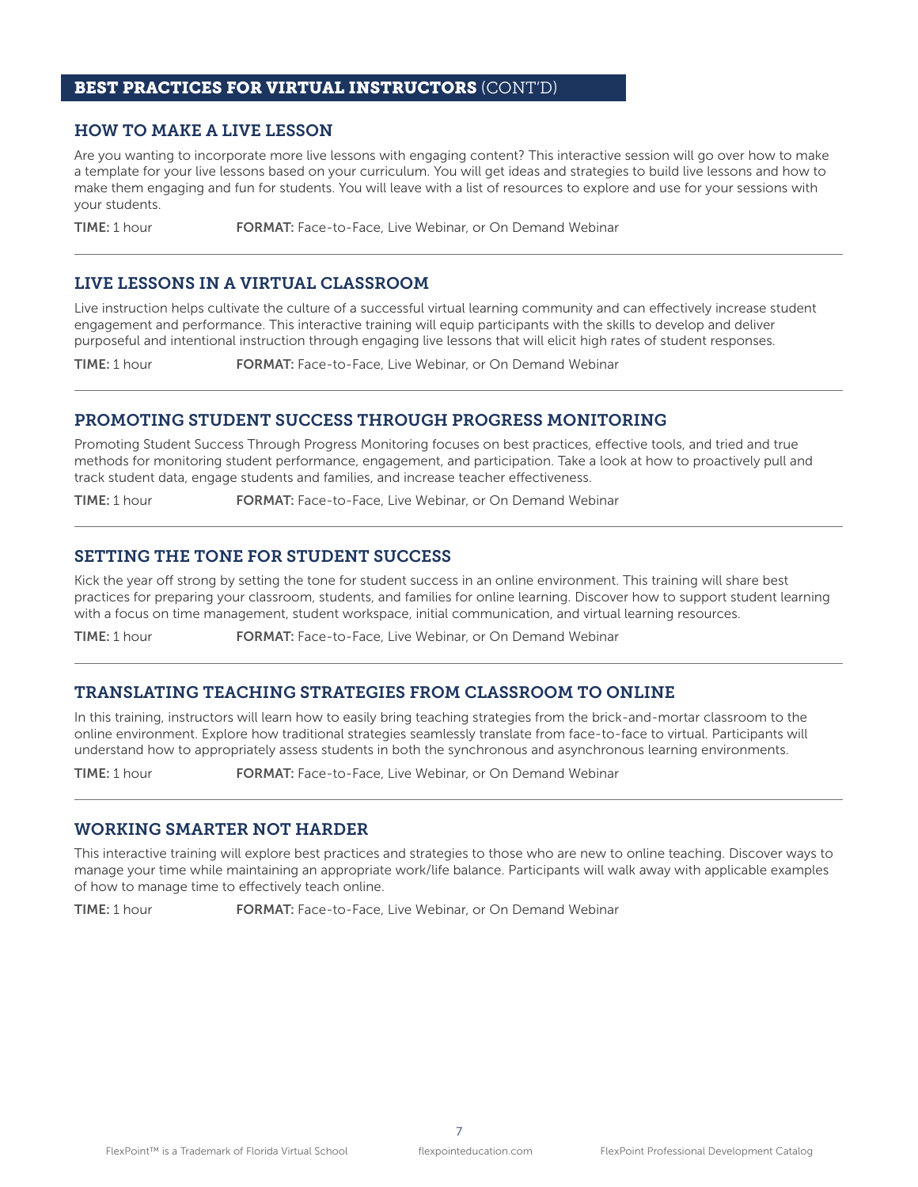## BEST PRACTICES FOR VIRTUAL INSTRUCTORS (CONT'D)

### HOW TO MAKE A LIVE LESSON

Are you wanting to incorporate more live lessons with engaging content? This interactive session will go over how to make a template for your live lessons based on your curriculum. You will get ideas and strategies to build live lessons and how to make them engaging and fun for students. You will leave with a list of resources to explore and use for your sessions with your students.

**TIME:** 1 hour **FORMAT:** Face-to-Face, Live Webinar, or On Demand Webinar

---

### LIVE LESSONS IN A VIRTUAL CLASSROOM

Live instruction helps cultivate the culture of a successful virtual learning community and can effectively increase student engagement and performance. This interactive training will equip participants with the skills to develop and deliver purposeful and intentional instruction through engaging live lessons that will elicit high rates of student responses.

**TIME:** 1 hour **FORMAT:** Face-to-Face, Live Webinar, or On Demand Webinar

---

### PROMOTING STUDENT SUCCESS THROUGH PROGRESS MONITORING

Promoting Student Success Through Progress Monitoring focuses on best practices, effective tools, and tried and true methods for monitoring student performance, engagement, and participation. Take a look at how to proactively pull and track student data, engage students and families, and increase teacher effectiveness.

**TIME:** 1 hour **FORMAT:** Face-to-Face, Live Webinar, or On Demand Webinar

---

### SETTING THE TONE FOR STUDENT SUCCESS

Kick the year off strong by setting the tone for student success in an online environment. This training will share best practices for preparing your classroom, students, and families for online learning. Discover how to support student learning with a focus on time management, student workspace, initial communication, and virtual learning resources.

**TIME:** 1 hour **FORMAT:** Face-to-Face, Live Webinar, or On Demand Webinar

---

### TRANSLATING TEACHING STRATEGIES FROM CLASSROOM TO ONLINE

In this training, instructors will learn how to easily bring teaching strategies from the brick-and-mortar classroom to the online environment. Explore how traditional strategies seamlessly translate from face-to-face to virtual. Participants will understand how to appropriately assess students in both the synchronous and asynchronous learning environments.

**TIME:** 1 hour **FORMAT:** Face-to-Face, Live Webinar, or On Demand Webinar

---

### WORKING SMARTER NOT HARDER

This interactive training will explore best practices and strategies to those who are new to online teaching. Discover ways to manage your time while maintaining an appropriate work/life balance. Participants will walk away with applicable examples of how to manage time to effectively teach online.

**TIME:** 1 hour **FORMAT:** Face-to-Face, Live Webinar, or On Demand Webinar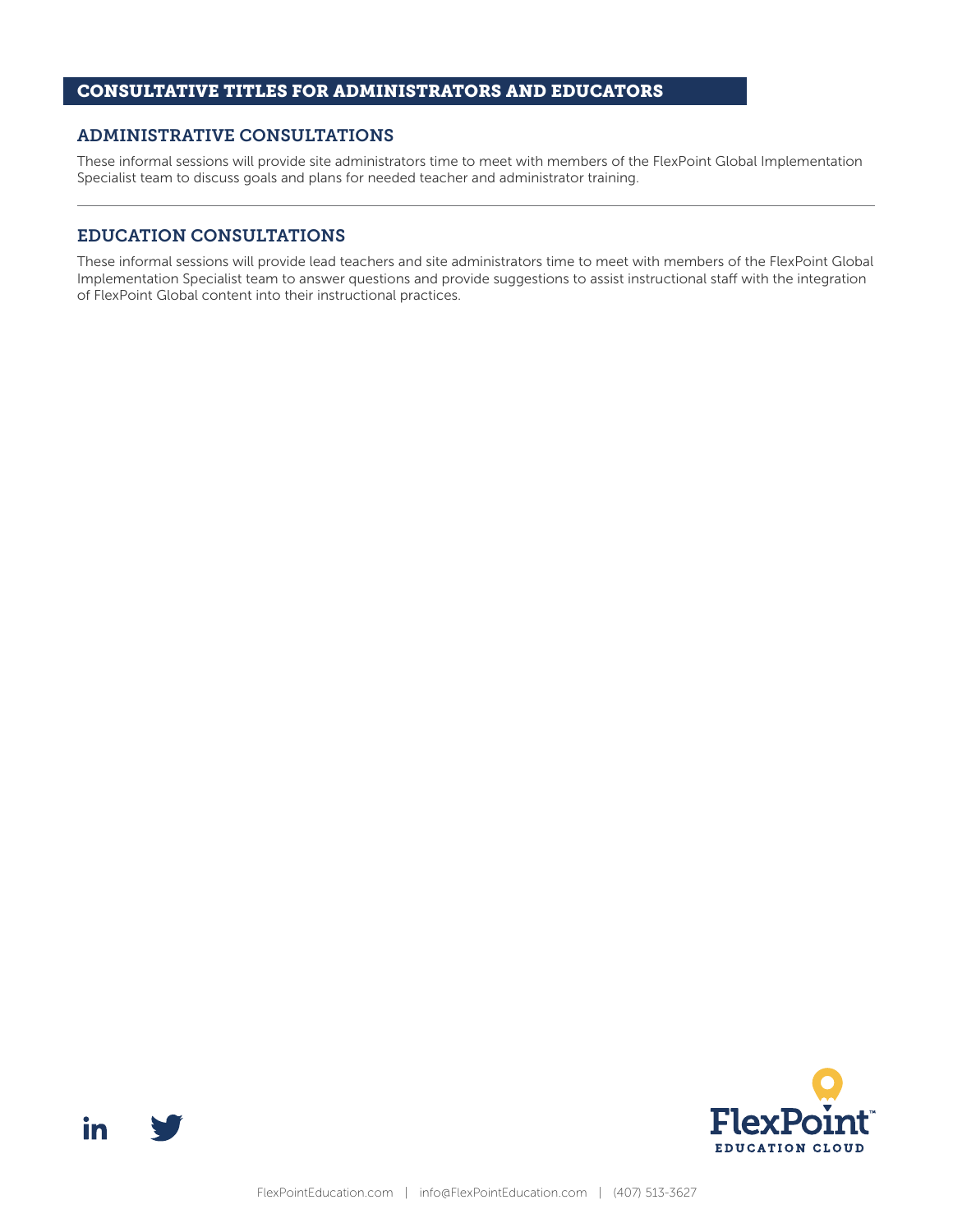## CONSULTATIVE TITLES FOR ADMINISTRATORS AND EDUCATORS

### ADMINISTRATIVE CONSULTATIONS

These informal sessions will provide site administrators time to meet with members of the FlexPoint Global Implementation Specialist team to discuss goals and plans for needed teacher and administrator training.

---

### EDUCATION CONSULTATIONS

These informal sessions will provide lead teachers and site administrators time to meet with members of the FlexPoint Global Implementation Specialist team to answer questions and provide suggestions to assist instructional staff with the integration of FlexPoint Global content into their instructional practices.

FlexPoint™ EDUCATION CLOUD

FlexPointEducation.com | info@FlexPointEducation.com | (407) 513-3627